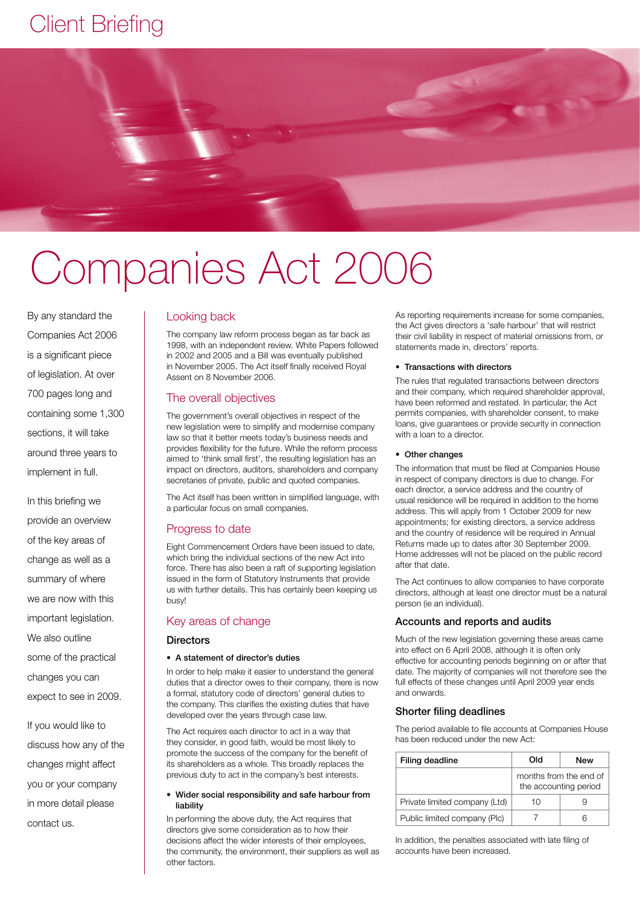Client Briefing

# Companies Act 2006

By any standard the Companies Act 2006 is a significant piece of legislation. At over 700 pages long and containing some 1,300 sections, it will take around three years to implement in full.

In this briefing we provide an overview of the key areas of change as well as a summary of where we are now with this important legislation. We also outline some of the practical changes you can expect to see in 2009.

If you would like to discuss how any of the changes might affect you or your company in more detail please contact us.

## Looking back

The company law reform process began as far back as 1998, with an independent review. White Papers followed in 2002 and 2005 and a Bill was eventually published in November 2005. The Act itself finally received Royal Assent on 8 November 2006.

## The overall objectives

The government's overall objectives in respect of the new legislation were to simplify and modernise company law so that it better meets today's business needs and provides flexibility for the future. While the reform process aimed to 'think small first', the resulting legislation has an impact on directors, auditors, shareholders and company secretaries of private, public and quoted companies.

The Act itself has been written in simplified language, with a particular focus on small companies.

## Progress to date

Eight Commencement Orders have been issued to date, which bring the individual sections of the new Act into force. There has also been a raft of supporting legislation issued in the form of Statutory Instruments that provide us with further details. This has certainly been keeping us busy!

## Key areas of change

### Directors

- **A statement of director's duties**

In order to help make it easier to understand the general duties that a director owes to their company, there is now a formal, statutory code of directors' general duties to the company. This clarifies the existing duties that have developed over the years through case law.

The Act requires each director to act in a way that they consider, in good faith, would be most likely to promote the success of the company for the benefit of its shareholders as a whole. This broadly replaces the previous duty to act in the company's best interests.

- **Wider social responsibility and safe harbour from liability**

In performing the above duty, the Act requires that directors give some consideration as to how their decisions affect the wider interests of their employees, the community, the environment, their suppliers as well as other factors.

As reporting requirements increase for some companies, the Act gives directors a 'safe harbour' that will restrict their civil liability in respect of material omissions from, or statements made in, directors' reports.

- **Transactions with directors**

The rules that regulated transactions between directors and their company, which required shareholder approval, have been reformed and restated. In particular, the Act permits companies, with shareholder consent, to make loans, give guarantees or provide security in connection with a loan to a director.

- **Other changes**

The information that must be filed at Companies House in respect of company directors is due to change. For each director, a service address and the country of usual residence will be required in addition to the home address. This will apply from 1 October 2009 for new appointments; for existing directors, a service address and the country of residence will be required in Annual Returns made up to dates after 30 September 2009. Home addresses will not be placed on the public record after that date.

The Act continues to allow companies to have corporate directors, although at least one director must be a natural person (ie an individual).

### Accounts and reports and audits

Much of the new legislation governing these areas came into effect on 6 April 2008, although it is often only effective for accounting periods beginning on or after that date. The majority of companies will not therefore see the full effects of these changes until April 2009 year ends and onwards.

### Shorter filing deadlines

The period available to file accounts at Companies House has been reduced under the new Act:

| Filing deadline | Old | New |
|---|---|---|
| | months from the end of the accounting period | |
| Private limited company (Ltd) | 10 | 9 |
| Public limited company (Plc) | 7 | 6 |

In addition, the penalties associated with late filing of accounts have been increased.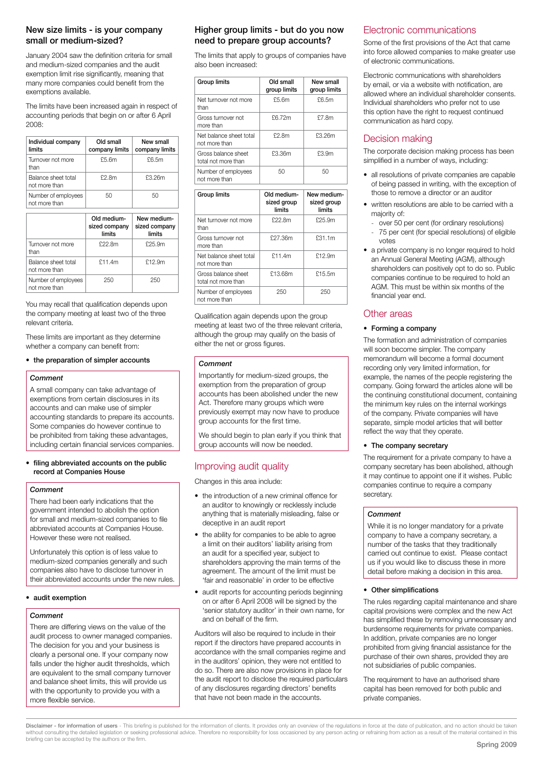## New size limits - is your company small or medium-sized?

January 2004 saw the definition criteria for small and medium-sized companies and the audit exemption limit rise significantly, meaning that many more companies could benefit from the exemptions available.

The limits have been increased again in respect of accounting periods that begin on or after 6 April 2008:

| Individual company limits | Old small company limits | New small company limits |
|---|---|---|
| Turnover not more than | £5.6m | £6.5m |
| Balance sheet total not more than | £2.8m | £3.26m |
| Number of employees not more than | 50 | 50 |

| | Old medium-sized company limits | New medium-sized company limits |
|---|---|---|
| Turnover not more than | £22.8m | £25.9m |
| Balance sheet total not more than | £11.4m | £12.9m |
| Number of employees not more than | 250 | 250 |

You may recall that qualification depends upon the company meeting at least two of the three relevant criteria.

These limits are important as they determine whether a company can benefit from:

- **the preparation of simpler accounts**

> ***Comment***
>
> A small company can take advantage of exemptions from certain disclosures in its accounts and can make use of simpler accounting standards to prepare its accounts. Some companies do however continue to be prohibited from taking these advantages, including certain financial services companies.

- **filing abbreviated accounts on the public record at Companies House**

> ***Comment***
>
> There had been early indications that the government intended to abolish the option for small and medium-sized companies to file abbreviated accounts at Companies House. However these were not realised.
>
> Unfortunately this option is of less value to medium-sized companies generally and such companies also have to disclose turnover in their abbreviated accounts under the new rules.

- **audit exemption**

> ***Comment***
>
> There are differing views on the value of the audit process to owner managed companies. The decision for you and your business is clearly a personal one. If your company now falls under the higher audit thresholds, which are equivalent to the small company turnover and balance sheet limits, this will provide us with the opportunity to provide you with a more flexible service.

## Higher group limits - but do you now need to prepare group accounts?

The limits that apply to groups of companies have also been increased:

| Group limits | Old small group limits | New small group limits |
|---|---|---|
| Net turnover not more than | £5.6m | £6.5m |
| Gross turnover not more than | £6.72m | £7.8m |
| Net balance sheet total not more than | £2.8m | £3.26m |
| Gross balance sheet total not more than | £3.36m | £3.9m |
| Number of employees not more than | 50 | 50 |

| Group limits | Old medium-sized group limits | New medium-sized group limits |
|---|---|---|
| Net turnover not more than | £22.8m | £25.9m |
| Gross turnover not more than | £27.36m | £31.1m |
| Net balance sheet total not more than | £11.4m | £12.9m |
| Gross balance sheet total not more than | £13.68m | £15.5m |
| Number of employees not more than | 250 | 250 |

Qualification again depends upon the group meeting at least two of the three relevant criteria, although the group may qualify on the basis of either the net or gross figures.

> ***Comment***
>
> Importantly for medium-sized groups, the exemption from the preparation of group accounts has been abolished under the new Act. Therefore many groups which were previously exempt may now have to produce group accounts for the first time.
>
> We should begin to plan early if you think that group accounts will now be needed.

## Improving audit quality

Changes in this area include:

- the introduction of a new criminal offence for an auditor to knowingly or recklessly include anything that is materially misleading, false or deceptive in an audit report
- the ability for companies to be able to agree a limit on their auditors' liability arising from an audit for a specified year, subject to shareholders approving the main terms of the agreement. The amount of the limit must be 'fair and reasonable' in order to be effective
- audit reports for accounting periods beginning on or after 6 April 2008 will be signed by the 'senior statutory auditor' in their own name, for and on behalf of the firm.

Auditors will also be required to include in their report if the directors have prepared accounts in accordance with the small companies regime and in the auditors' opinion, they were not entitled to do so. There are also now provisions in place for the audit report to disclose the required particulars of any disclosures regarding directors' benefits that have not been made in the accounts.

## Electronic communications

Some of the first provisions of the Act that came into force allowed companies to make greater use of electronic communications.

Electronic communications with shareholders by email, or via a website with notification, are allowed where an individual shareholder consents. Individual shareholders who prefer not to use this option have the right to request continued communication as hard copy.

## Decision making

The corporate decision making process has been simplified in a number of ways, including:

- all resolutions of private companies are capable of being passed in writing, with the exception of those to remove a director or an auditor
- written resolutions are able to be carried with a majority of:
  - over 50 per cent (for ordinary resolutions)
  - 75 per cent (for special resolutions) of eligible votes
- a private company is no longer required to hold an Annual General Meeting (AGM), although shareholders can positively opt to do so. Public companies continue to be required to hold an AGM. This must be within six months of the financial year end.

## Other areas

- **Forming a company**

The formation and administration of companies will soon become simpler. The company memorandum will become a formal document recording only very limited information, for example, the names of the people registering the company. Going forward the articles alone will be the continuing constitutional document, containing the minimum key rules on the internal workings of the company. Private companies will have separate, simple model articles that will better reflect the way that they operate.

- **The company secretary**

The requirement for a private company to have a company secretary has been abolished, although it may continue to appoint one if it wishes. Public companies continue to require a company secretary.

> ***Comment***
>
> While it is no longer mandatory for a private company to have a company secretary, a number of the tasks that they traditionally carried out continue to exist. Please contact us if you would like to discuss these in more detail before making a decision in this area.

- **Other simplifications**

The rules regarding capital maintenance and share capital provisions were complex and the new Act has simplified these by removing unnecessary and burdensome requirements for private companies. In addition, private companies are no longer prohibited from giving financial assistance for the purchase of their own shares, provided they are not subsidiaries of public companies.

The requirement to have an authorised share capital has been removed for both public and private companies.

**Disclaimer - for information of users** - This briefing is published for the information of clients. It provides only an overview of the regulations in force at the date of publication, and no action should be taken without consulting the detailed legislation or seeking professional advice. Therefore no responsibility for loss occasioned by any person acting or refraining from action as a result of the material contained in this briefing can be accepted by the authors or the firm.

Spring 2009